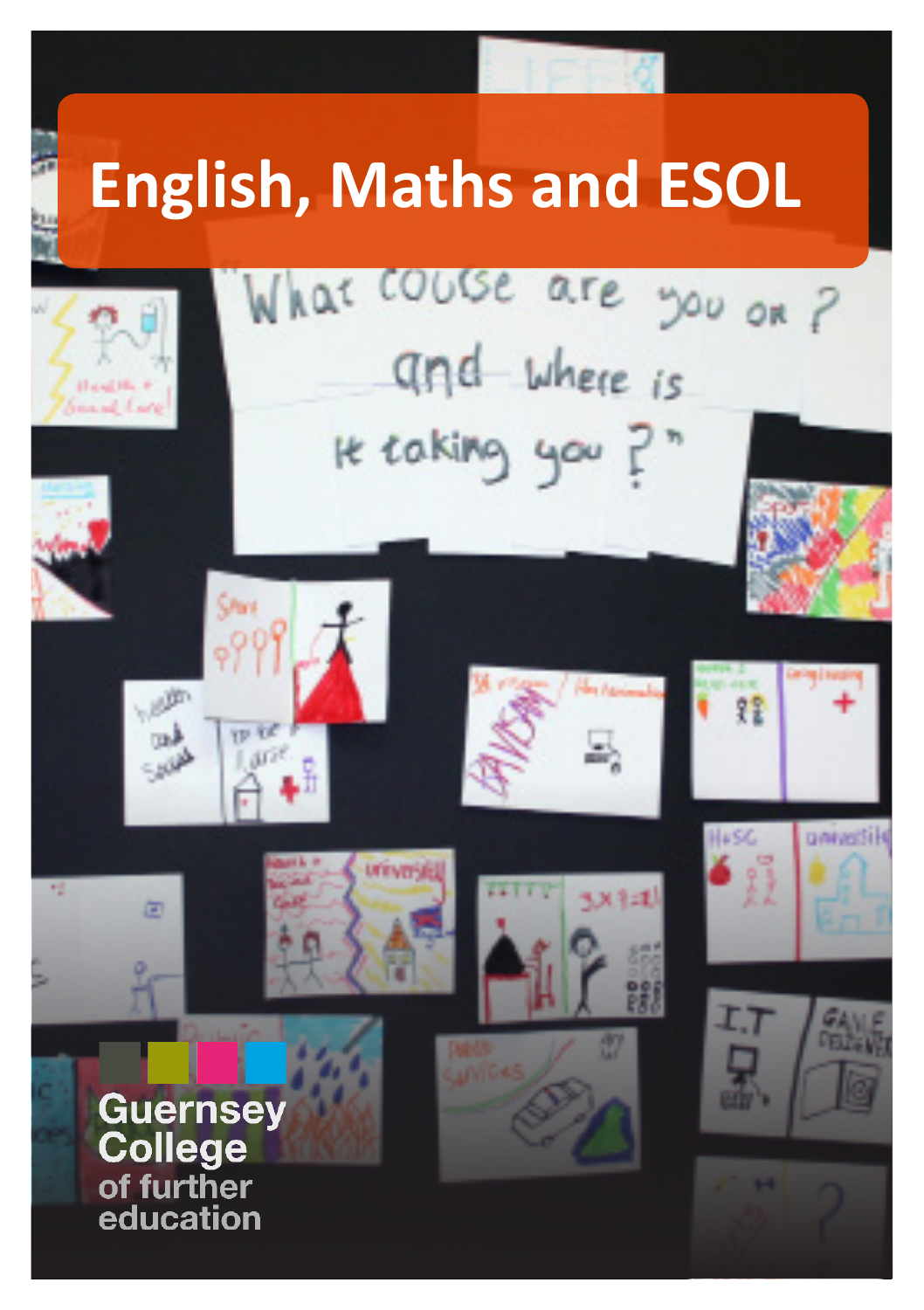# English, Maths and ESOL

Guernsey College of further education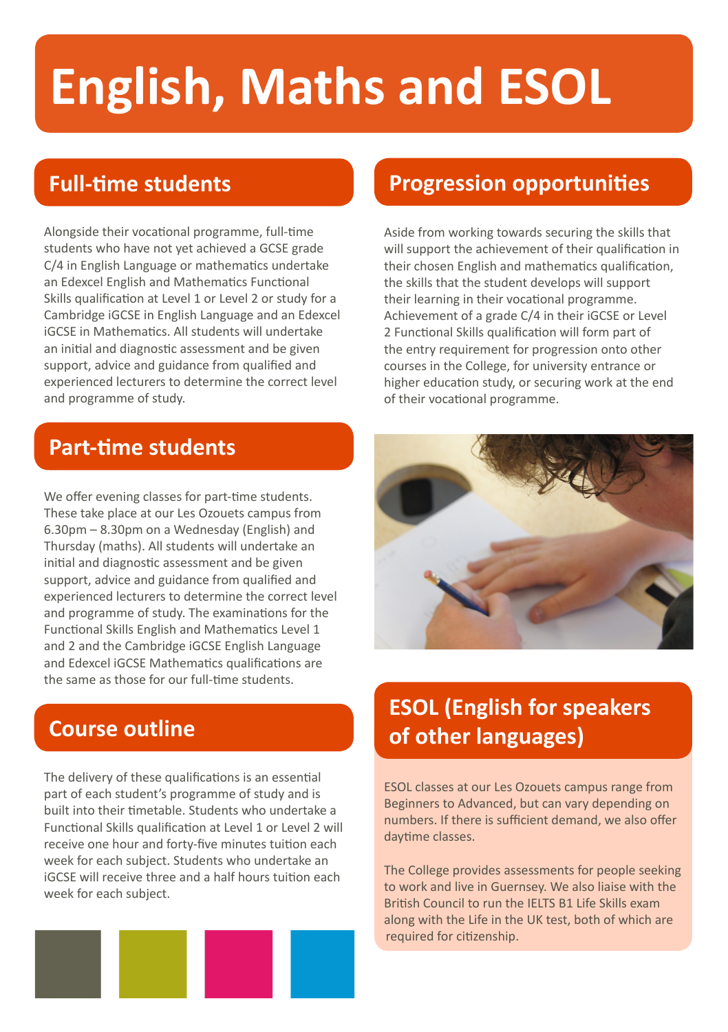# English, Maths and ESOL

## Full-time students

Alongside their vocational programme, full-time students who have not yet achieved a GCSE grade C/4 in English Language or mathematics undertake an Edexcel English and Mathematics Functional Skills qualification at Level 1 or Level 2 or study for a Cambridge iGCSE in English Language and an Edexcel iGCSE in Mathematics. All students will undertake an initial and diagnostic assessment and be given support, advice and guidance from qualified and experienced lecturers to determine the correct level and programme of study.

## Part-time students

We offer evening classes for part-time students. These take place at our Les Ozouets campus from 6.30pm – 8.30pm on a Wednesday (English) and Thursday (maths). All students will undertake an initial and diagnostic assessment and be given support, advice and guidance from qualified and experienced lecturers to determine the correct level and programme of study. The examinations for the Functional Skills English and Mathematics Level 1 and 2 and the Cambridge iGCSE English Language and Edexcel iGCSE Mathematics qualifications are the same as those for our full-time students.

## Course outline

The delivery of these qualifications is an essential part of each student's programme of study and is built into their timetable. Students who undertake a Functional Skills qualification at Level 1 or Level 2 will receive one hour and forty-five minutes tuition each week for each subject. Students who undertake an iGCSE will receive three and a half hours tuition each week for each subject.

## Progression opportunities

Aside from working towards securing the skills that will support the achievement of their qualification in their chosen English and mathematics qualification, the skills that the student develops will support their learning in their vocational programme. Achievement of a grade C/4 in their iGCSE or Level 2 Functional Skills qualification will form part of the entry requirement for progression onto other courses in the College, for university entrance or higher education study, or securing work at the end of their vocational programme.

## ESOL (English for speakers of other languages)

ESOL classes at our Les Ozouets campus range from Beginners to Advanced, but can vary depending on numbers. If there is sufficient demand, we also offer daytime classes.

The College provides assessments for people seeking to work and live in Guernsey. We also liaise with the British Council to run the IELTS B1 Life Skills exam along with the Life in the UK test, both of which are required for citizenship.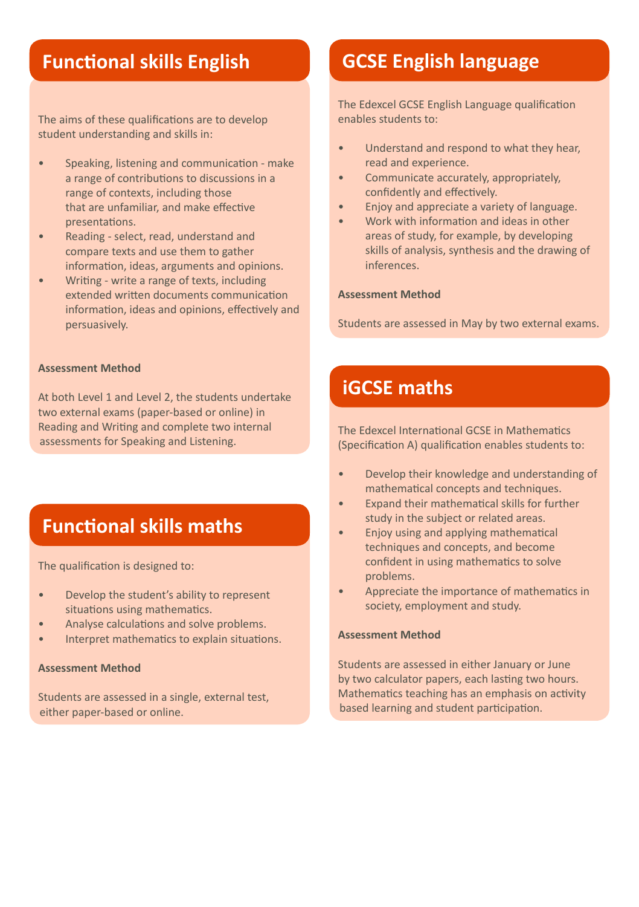## Functional skills English

The aims of these qualifications are to develop student understanding and skills in:

- Speaking, listening and communication - make a range of contributions to discussions in a range of contexts, including those that are unfamiliar, and make effective presentations.
- Reading - select, read, understand and compare texts and use them to gather information, ideas, arguments and opinions.
- Writing - write a range of texts, including extended written documents communication information, ideas and opinions, effectively and persuasively.

**Assessment Method**

At both Level 1 and Level 2, the students undertake two external exams (paper-based or online) in Reading and Writing and complete two internal assessments for Speaking and Listening.

## Functional skills maths

The qualification is designed to:

- Develop the student's ability to represent situations using mathematics.
- Analyse calculations and solve problems.
- Interpret mathematics to explain situations.

**Assessment Method**

Students are assessed in a single, external test, either paper-based or online.

## GCSE English language

The Edexcel GCSE English Language qualification enables students to:

- Understand and respond to what they hear, read and experience.
- Communicate accurately, appropriately, confidently and effectively.
- Enjoy and appreciate a variety of language.
- Work with information and ideas in other areas of study, for example, by developing skills of analysis, synthesis and the drawing of inferences.

**Assessment Method**

Students are assessed in May by two external exams.

## iGCSE maths

The Edexcel International GCSE in Mathematics (Specification A) qualification enables students to:

- Develop their knowledge and understanding of mathematical concepts and techniques.
- Expand their mathematical skills for further study in the subject or related areas.
- Enjoy using and applying mathematical techniques and concepts, and become confident in using mathematics to solve problems.
- Appreciate the importance of mathematics in society, employment and study.

**Assessment Method**

Students are assessed in either January or June by two calculator papers, each lasting two hours. Mathematics teaching has an emphasis on activity based learning and student participation.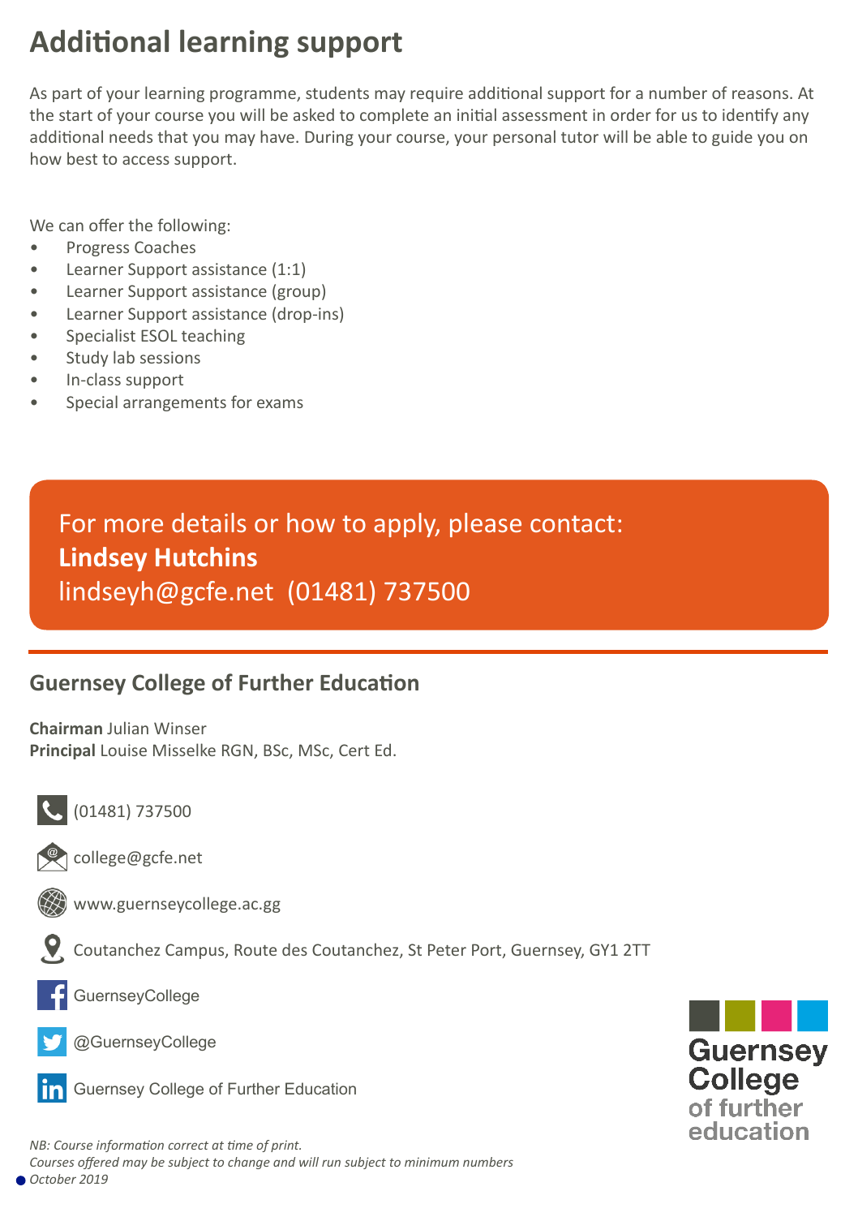# Additional learning support

As part of your learning programme, students may require additional support for a number of reasons. At the start of your course you will be asked to complete an initial assessment in order for us to identify any additional needs that you may have. During your course, your personal tutor will be able to guide you on how best to access support.

We can offer the following:

- Progress Coaches
- Learner Support assistance (1:1)
- Learner Support assistance (group)
- Learner Support assistance (drop-ins)
- Specialist ESOL teaching
- Study lab sessions
- In-class support
- Special arrangements for exams

For more details or how to apply, please contact:
**Lindsey Hutchins**
lindseyh@gcfe.net (01481) 737500

## Guernsey College of Further Education

**Chairman** Julian Winser
**Principal** Louise Misselke RGN, BSc, MSc, Cert Ed.

(01481) 737500

college@gcfe.net

www.guernseycollege.ac.gg

Coutanchez Campus, Route des Coutanchez, St Peter Port, Guernsey, GY1 2TT

GuernseyCollege

@GuernseyCollege

Guernsey College of Further Education

Guernsey College of further education

*NB: Course information correct at time of print.*
*Courses offered may be subject to change and will run subject to minimum numbers*
*October 2019*